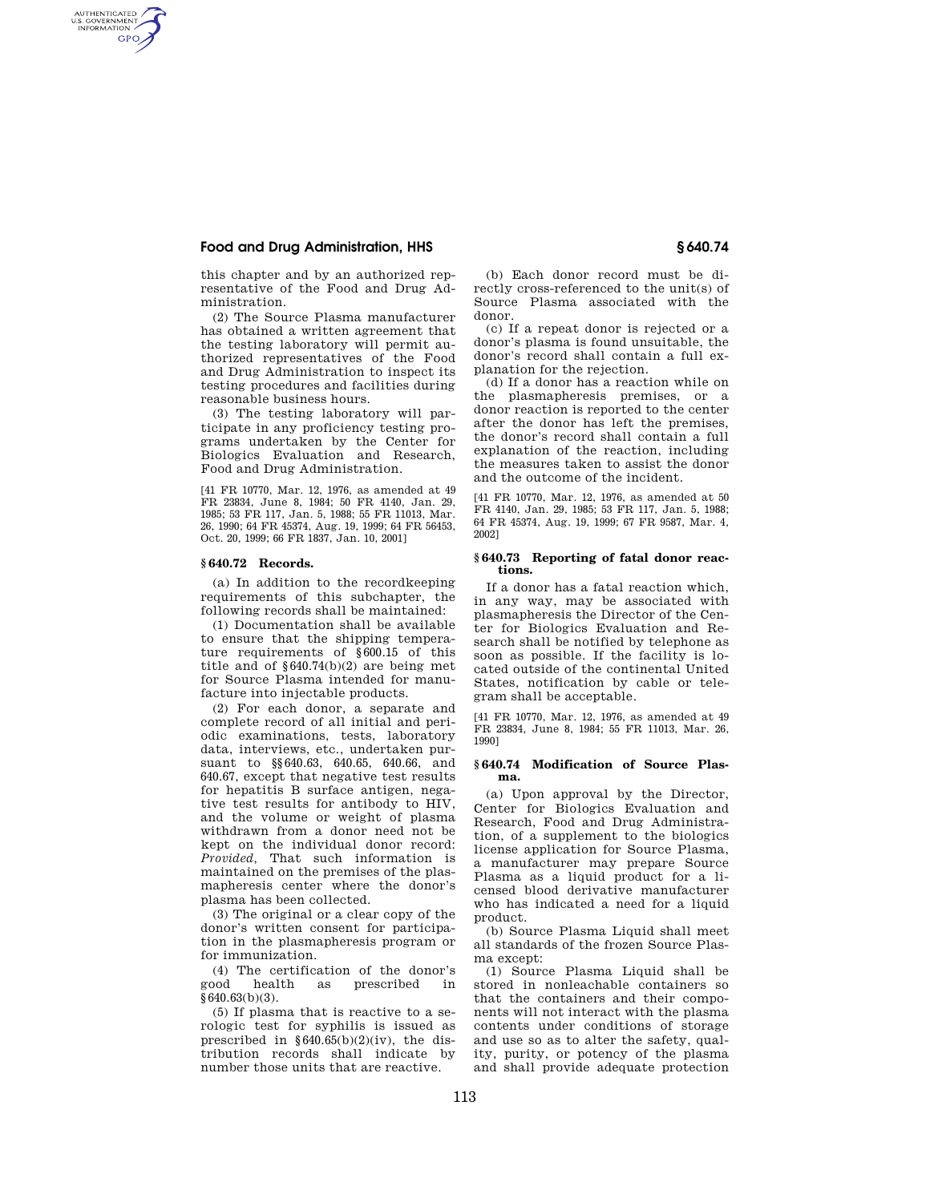this chapter and by an authorized representative of the Food and Drug Administration.

(2) The Source Plasma manufacturer has obtained a written agreement that the testing laboratory will permit authorized representatives of the Food and Drug Administration to inspect its testing procedures and facilities during reasonable business hours.

(3) The testing laboratory will participate in any proficiency testing programs undertaken by the Center for Biologics Evaluation and Research, Food and Drug Administration.

[41 FR 10770, Mar. 12, 1976, as amended at 49 FR 23834, June 8, 1984; 50 FR 4140, Jan. 29, 1985; 53 FR 117, Jan. 5, 1988; 55 FR 11013, Mar. 26, 1990; 64 FR 45374, Aug. 19, 1999; 64 FR 56453, Oct. 20, 1999; 66 FR 1837, Jan. 10, 2001]

### § 640.72 Records.

(a) In addition to the recordkeeping requirements of this subchapter, the following records shall be maintained:

(1) Documentation shall be available to ensure that the shipping temperature requirements of § 600.15 of this title and of § 640.74(b)(2) are being met for Source Plasma intended for manufacture into injectable products.

(2) For each donor, a separate and complete record of all initial and periodic examinations, tests, laboratory data, interviews, etc., undertaken pursuant to §§ 640.63, 640.65, 640.66, and 640.67, except that negative test results for hepatitis B surface antigen, negative test results for antibody to HIV, and the volume or weight of plasma withdrawn from a donor need not be kept on the individual donor record: *Provided,* That such information is maintained on the premises of the plasmapheresis center where the donor's plasma has been collected.

(3) The original or a clear copy of the donor's written consent for participation in the plasmapheresis program or for immunization.

(4) The certification of the donor's good health as prescribed in § 640.63(b)(3).

(5) If plasma that is reactive to a serologic test for syphilis is issued as prescribed in § 640.65(b)(2)(iv), the distribution records shall indicate by number those units that are reactive.

(b) Each donor record must be directly cross-referenced to the unit(s) of Source Plasma associated with the donor.

(c) If a repeat donor is rejected or a donor's plasma is found unsuitable, the donor's record shall contain a full explanation for the rejection.

(d) If a donor has a reaction while on the plasmapheresis premises, or a donor reaction is reported to the center after the donor has left the premises, the donor's record shall contain a full explanation of the reaction, including the measures taken to assist the donor and the outcome of the incident.

[41 FR 10770, Mar. 12, 1976, as amended at 50 FR 4140, Jan. 29, 1985; 53 FR 117, Jan. 5, 1988; 64 FR 45374, Aug. 19, 1999; 67 FR 9587, Mar. 4, 2002]

### § 640.73 Reporting of fatal donor reactions.

If a donor has a fatal reaction which, in any way, may be associated with plasmapheresis the Director of the Center for Biologics Evaluation and Research shall be notified by telephone as soon as possible. If the facility is located outside of the continental United States, notification by cable or telegram shall be acceptable.

[41 FR 10770, Mar. 12, 1976, as amended at 49 FR 23834, June 8, 1984; 55 FR 11013, Mar. 26, 1990]

### § 640.74 Modification of Source Plasma.

(a) Upon approval by the Director, Center for Biologics Evaluation and Research, Food and Drug Administration, of a supplement to the biologics license application for Source Plasma, a manufacturer may prepare Source Plasma as a liquid product for a licensed blood derivative manufacturer who has indicated a need for a liquid product.

(b) Source Plasma Liquid shall meet all standards of the frozen Source Plasma except:

(1) Source Plasma Liquid shall be stored in nonleachable containers so that the containers and their components will not interact with the plasma contents under conditions of storage and use so as to alter the safety, quality, purity, or potency of the plasma and shall provide adequate protection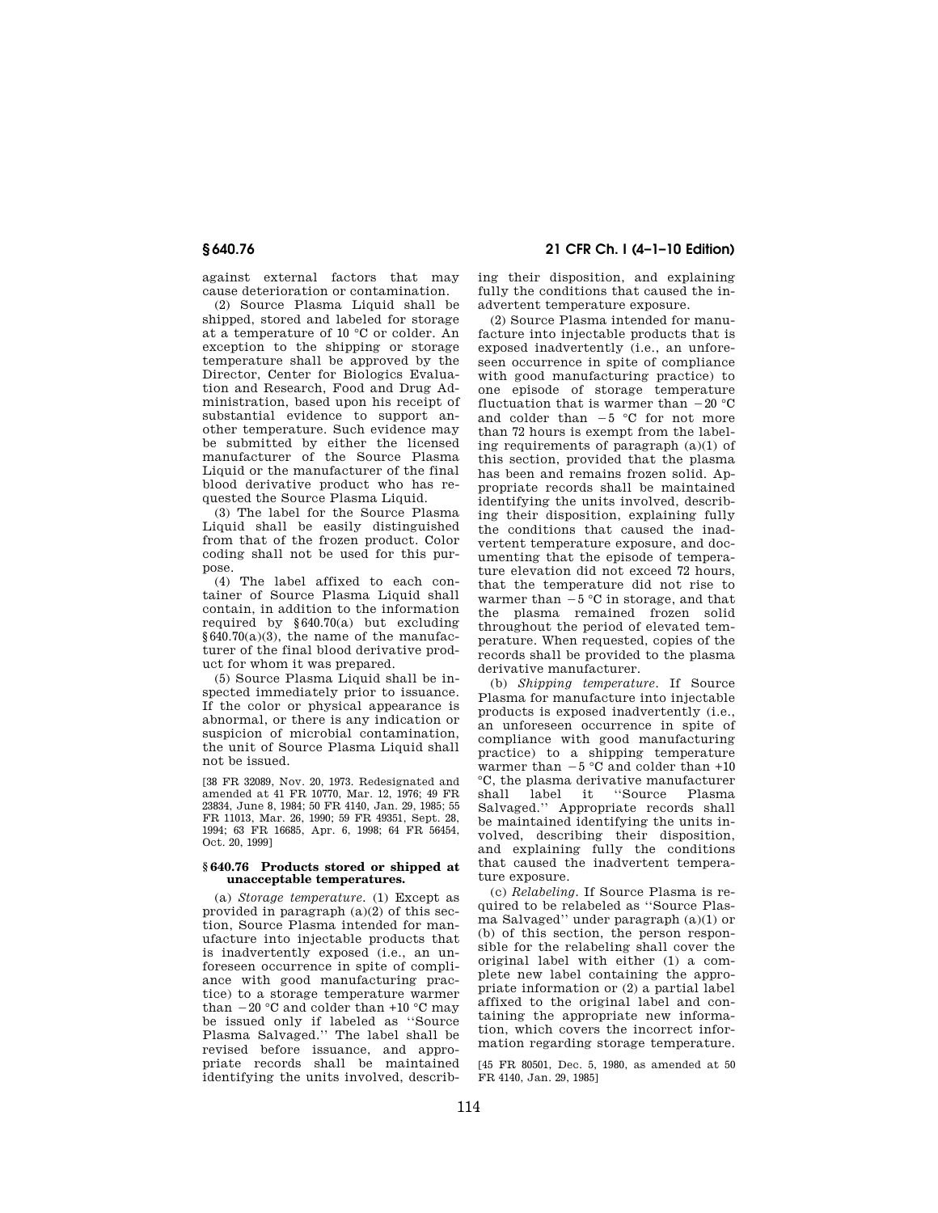against external factors that may cause deterioration or contamination.

(2) Source Plasma Liquid shall be shipped, stored and labeled for storage at a temperature of 10 °C or colder. An exception to the shipping or storage temperature shall be approved by the Director, Center for Biologics Evaluation and Research, Food and Drug Administration, based upon his receipt of substantial evidence to support another temperature. Such evidence may be submitted by either the licensed manufacturer of the Source Plasma Liquid or the manufacturer of the final blood derivative product who has requested the Source Plasma Liquid.

(3) The label for the Source Plasma Liquid shall be easily distinguished from that of the frozen product. Color coding shall not be used for this purpose.

(4) The label affixed to each container of Source Plasma Liquid shall contain, in addition to the information required by §640.70(a) but excluding §640.70(a)(3), the name of the manufacturer of the final blood derivative product for whom it was prepared.

(5) Source Plasma Liquid shall be inspected immediately prior to issuance. If the color or physical appearance is abnormal, or there is any indication or suspicion of microbial contamination, the unit of Source Plasma Liquid shall not be issued.

[38 FR 32089, Nov. 20, 1973. Redesignated and amended at 41 FR 10770, Mar. 12, 1976; 49 FR 23834, June 8, 1984; 50 FR 4140, Jan. 29, 1985; 55 FR 11013, Mar. 26, 1990; 59 FR 49351, Sept. 28, 1994; 63 FR 16685, Apr. 6, 1998; 64 FR 56454, Oct. 20, 1999]

### § 640.76 Products stored or shipped at unacceptable temperatures.

(a) *Storage temperature.* (1) Except as provided in paragraph (a)(2) of this section, Source Plasma intended for manufacture into injectable products that is inadvertently exposed (i.e., an unforeseen occurrence in spite of compliance with good manufacturing practice) to a storage temperature warmer than −20 °C and colder than +10 °C may be issued only if labeled as ''Source Plasma Salvaged.'' The label shall be revised before issuance, and appropriate records shall be maintained identifying the units involved, describing their disposition, and explaining fully the conditions that caused the inadvertent temperature exposure.

(2) Source Plasma intended for manufacture into injectable products that is exposed inadvertently (i.e., an unforeseen occurrence in spite of compliance with good manufacturing practice) to one episode of storage temperature fluctuation that is warmer than −20 °C and colder than −5 °C for not more than 72 hours is exempt from the labeling requirements of paragraph (a)(1) of this section, provided that the plasma has been and remains frozen solid. Appropriate records shall be maintained identifying the units involved, describing their disposition, explaining fully the conditions that caused the inadvertent temperature exposure, and documenting that the episode of temperature elevation did not exceed 72 hours, that the temperature did not rise to warmer than −5 °C in storage, and that the plasma remained frozen solid throughout the period of elevated temperature. When requested, copies of the records shall be provided to the plasma derivative manufacturer.

(b) *Shipping temperature.* If Source Plasma for manufacture into injectable products is exposed inadvertently (i.e., an unforeseen occurrence in spite of compliance with good manufacturing practice) to a shipping temperature warmer than −5 °C and colder than +10 °C, the plasma derivative manufacturer shall label it ''Source Plasma Salvaged.'' Appropriate records shall be maintained identifying the units involved, describing their disposition, and explaining fully the conditions that caused the inadvertent temperature exposure.

(c) *Relabeling.* If Source Plasma is required to be relabeled as ''Source Plasma Salvaged'' under paragraph (a)(1) or (b) of this section, the person responsible for the relabeling shall cover the original label with either (1) a complete new label containing the appropriate information or (2) a partial label affixed to the original label and containing the appropriate new information, which covers the incorrect information regarding storage temperature.

[45 FR 80501, Dec. 5, 1980, as amended at 50 FR 4140, Jan. 29, 1985]